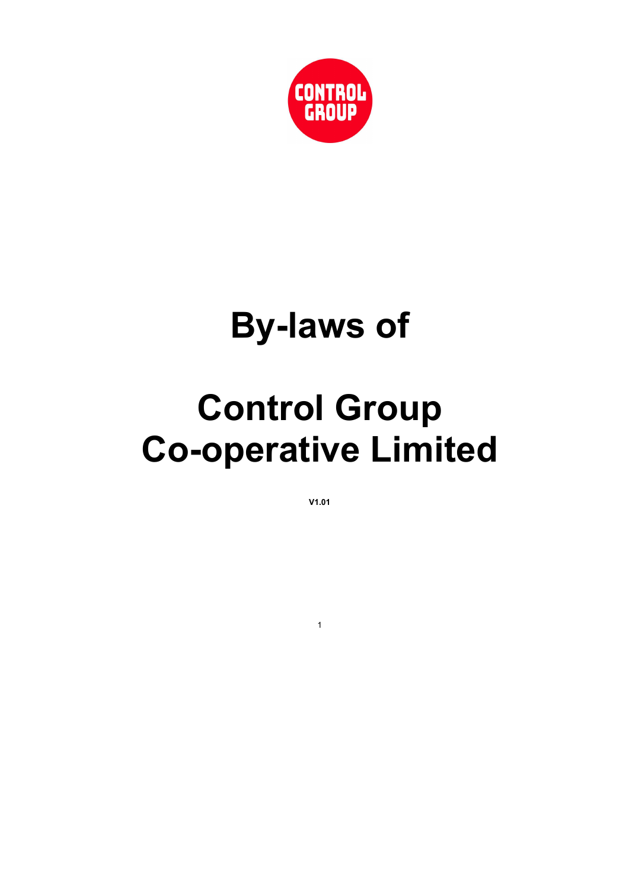# By-laws of

# Control Group Co-operative Limited

**V1.01**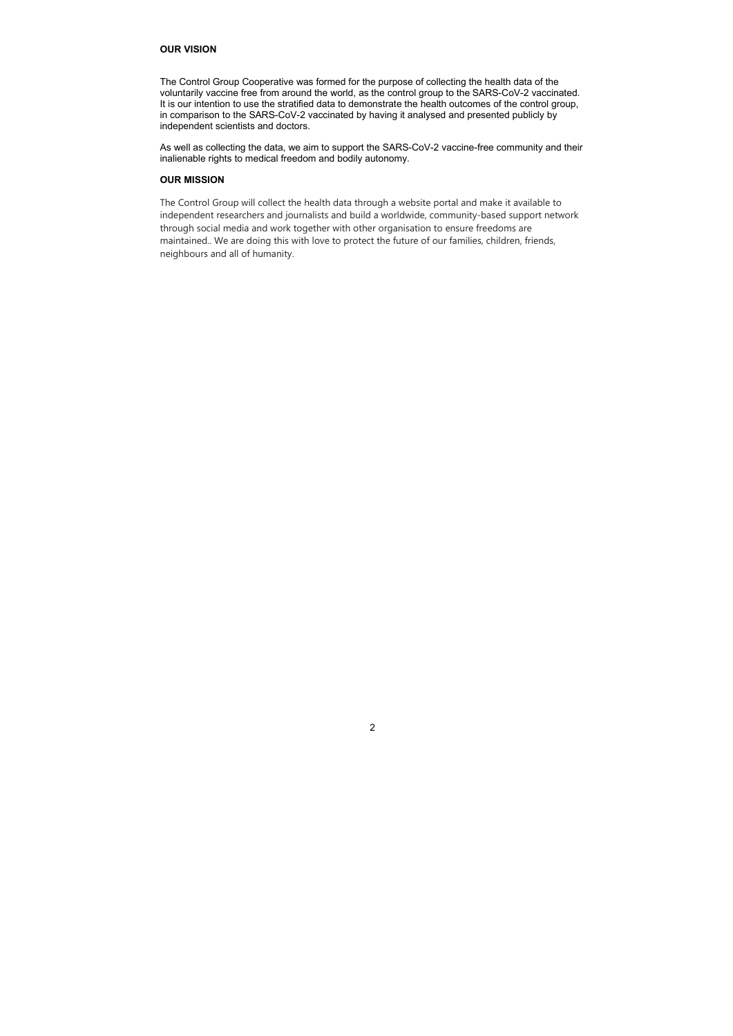## OUR VISION

The Control Group Cooperative was formed for the purpose of collecting the health data of the voluntarily vaccine free from around the world, as the control group to the SARS-CoV-2 vaccinated. It is our intention to use the stratified data to demonstrate the health outcomes of the control group, in comparison to the SARS-CoV-2 vaccinated by having it analysed and presented publicly by independent scientists and doctors.

As well as collecting the data, we aim to support the SARS-CoV-2 vaccine-free community and their inalienable rights to medical freedom and bodily autonomy.

## OUR MISSION

The Control Group will collect the health data through a website portal and make it available to independent researchers and journalists and build a worldwide, community-based support network through social media and work together with other organisation to ensure freedoms are maintained.. We are doing this with love to protect the future of our families, children, friends, neighbours and all of humanity.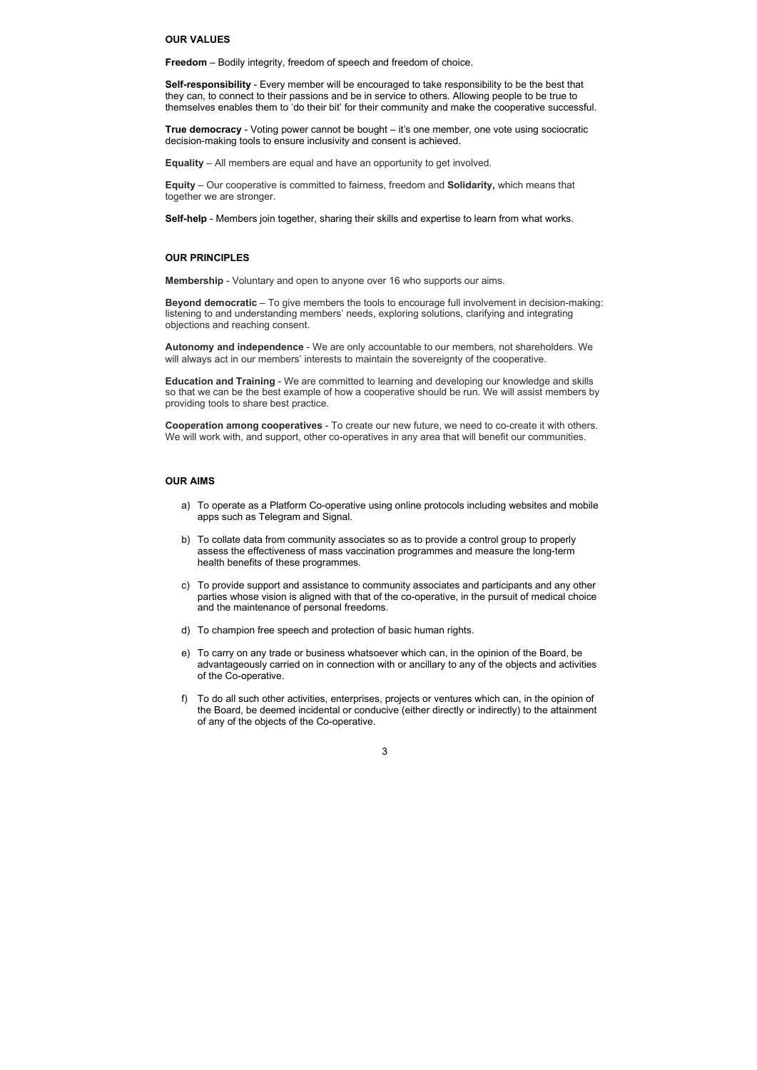## OUR VALUES

**Freedom** – Bodily integrity, freedom of speech and freedom of choice.

**Self-responsibility** - Every member will be encouraged to take responsibility to be the best that they can, to connect to their passions and be in service to others. Allowing people to be true to themselves enables them to 'do their bit' for their community and make the cooperative successful.

**True democracy** - Voting power cannot be bought – it's one member, one vote using sociocratic decision-making tools to ensure inclusivity and consent is achieved.

**Equality** – All members are equal and have an opportunity to get involved.

**Equity** – Our cooperative is committed to fairness, freedom and **Solidarity,** which means that together we are stronger.

**Self-help** - Members join together, sharing their skills and expertise to learn from what works.

## OUR PRINCIPLES

**Membership** - Voluntary and open to anyone over 16 who supports our aims.

**Beyond democratic** – To give members the tools to encourage full involvement in decision-making: listening to and understanding members' needs, exploring solutions, clarifying and integrating objections and reaching consent.

**Autonomy and independence** - We are only accountable to our members, not shareholders. We will always act in our members' interests to maintain the sovereignty of the cooperative.

**Education and Training** - We are committed to learning and developing our knowledge and skills so that we can be the best example of how a cooperative should be run. We will assist members by providing tools to share best practice.

**Cooperation among cooperatives** - To create our new future, we need to co-create it with others. We will work with, and support, other co-operatives in any area that will benefit our communities.

## OUR AIMS

a) To operate as a Platform Co-operative using online protocols including websites and mobile apps such as Telegram and Signal.

b) To collate data from community associates so as to provide a control group to properly assess the effectiveness of mass vaccination programmes and measure the long-term health benefits of these programmes.

c) To provide support and assistance to community associates and participants and any other parties whose vision is aligned with that of the co-operative, in the pursuit of medical choice and the maintenance of personal freedoms.

d) To champion free speech and protection of basic human rights.

e) To carry on any trade or business whatsoever which can, in the opinion of the Board, be advantageously carried on in connection with or ancillary to any of the objects and activities of the Co-operative.

f) To do all such other activities, enterprises, projects or ventures which can, in the opinion of the Board, be deemed incidental or conducive (either directly or indirectly) to the attainment of any of the objects of the Co-operative.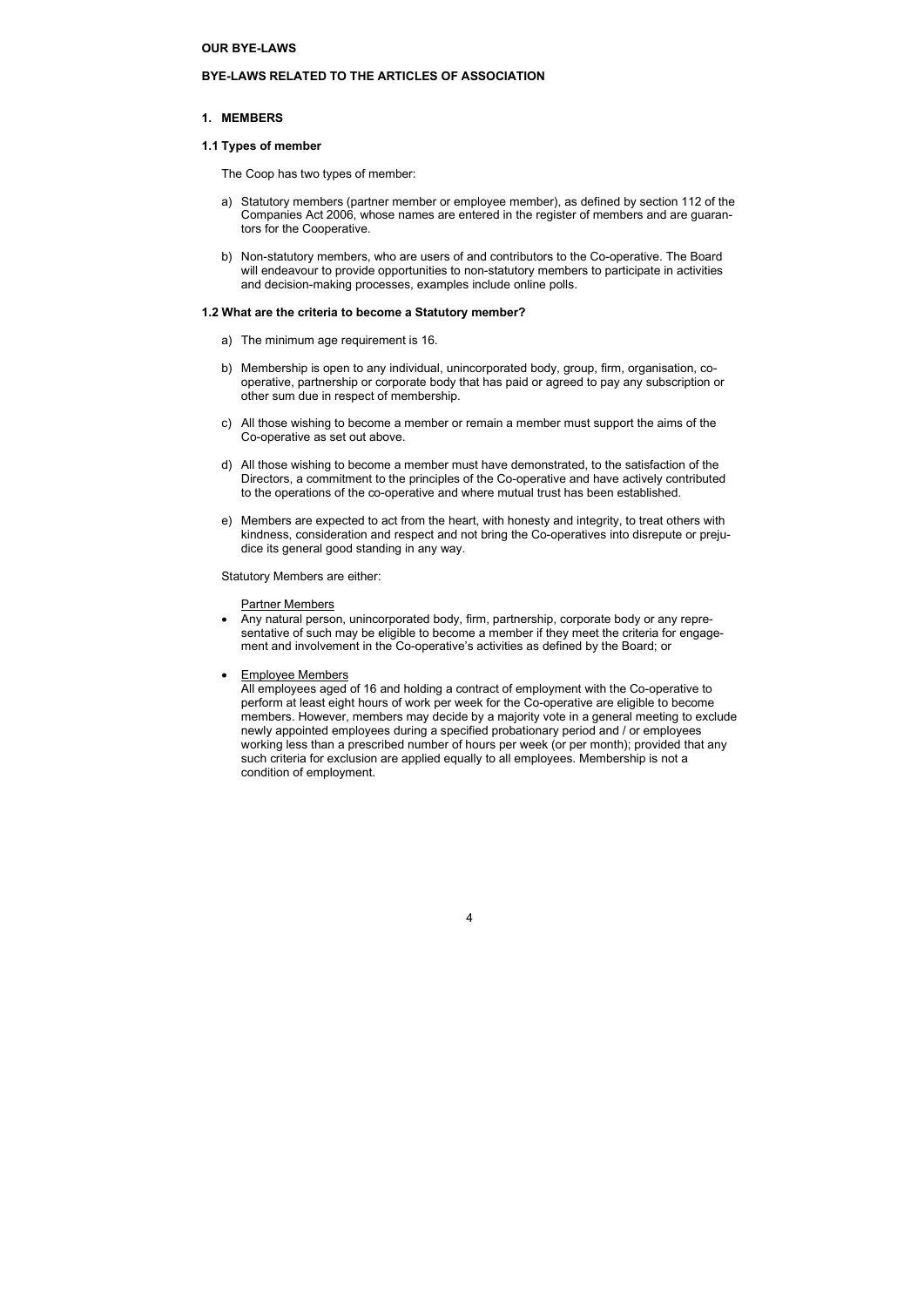**OUR BYE-LAWS**

**BYE-LAWS RELATED TO THE ARTICLES OF ASSOCIATION**

## 1. MEMBERS

### 1.1 Types of member

The Coop has two types of member:

a) Statutory members (partner member or employee member), as defined by section 112 of the Companies Act 2006, whose names are entered in the register of members and are guarantors for the Cooperative.

b) Non-statutory members, who are users of and contributors to the Co-operative. The Board will endeavour to provide opportunities to non-statutory members to participate in activities and decision-making processes, examples include online polls.

### 1.2 What are the criteria to become a Statutory member?

a) The minimum age requirement is 16.

b) Membership is open to any individual, unincorporated body, group, firm, organisation, co-operative, partnership or corporate body that has paid or agreed to pay any subscription or other sum due in respect of membership.

c) All those wishing to become a member or remain a member must support the aims of the Co-operative as set out above.

d) All those wishing to become a member must have demonstrated, to the satisfaction of the Directors, a commitment to the principles of the Co-operative and have actively contributed to the operations of the co-operative and where mutual trust has been established.

e) Members are expected to act from the heart, with honesty and integrity, to treat others with kindness, consideration and respect and not bring the Co-operatives into disrepute or prejudice its general good standing in any way.

Statutory Members are either:

<u>Partner Members</u>

- Any natural person, unincorporated body, firm, partnership, corporate body or any representative of such may be eligible to become a member if they meet the criteria for engagement and involvement in the Co-operative's activities as defined by the Board; or

- <u>Employee Members</u>
  All employees aged of 16 and holding a contract of employment with the Co-operative to perform at least eight hours of work per week for the Co-operative are eligible to become members. However, members may decide by a majority vote in a general meeting to exclude newly appointed employees during a specified probationary period and / or employees working less than a prescribed number of hours per week (or per month); provided that any such criteria for exclusion are applied equally to all employees. Membership is not a condition of employment.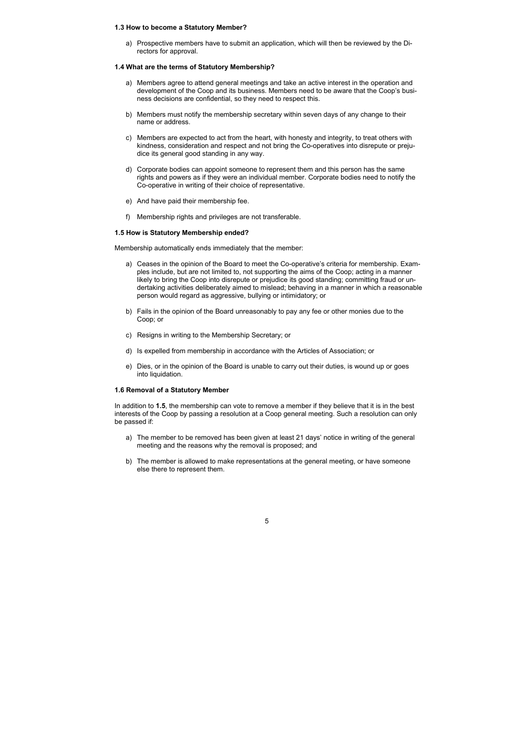### 1.3 How to become a Statutory Member?

a) Prospective members have to submit an application, which will then be reviewed by the Directors for approval.

### 1.4 What are the terms of Statutory Membership?

a) Members agree to attend general meetings and take an active interest in the operation and development of the Coop and its business. Members need to be aware that the Coop's business decisions are confidential, so they need to respect this.

b) Members must notify the membership secretary within seven days of any change to their name or address.

c) Members are expected to act from the heart, with honesty and integrity, to treat others with kindness, consideration and respect and not bring the Co-operatives into disrepute or prejudice its general good standing in any way.

d) Corporate bodies can appoint someone to represent them and this person has the same rights and powers as if they were an individual member. Corporate bodies need to notify the Co-operative in writing of their choice of representative.

e) And have paid their membership fee.

f) Membership rights and privileges are not transferable.

### 1.5 How is Statutory Membership ended?

Membership automatically ends immediately that the member:

a) Ceases in the opinion of the Board to meet the Co-operative's criteria for membership. Examples include, but are not limited to, not supporting the aims of the Coop; acting in a manner likely to bring the Coop into disrepute or prejudice its good standing; committing fraud or undertaking activities deliberately aimed to mislead; behaving in a manner in which a reasonable person would regard as aggressive, bullying or intimidatory; or

b) Fails in the opinion of the Board unreasonably to pay any fee or other monies due to the Coop; or

c) Resigns in writing to the Membership Secretary; or

d) Is expelled from membership in accordance with the Articles of Association; or

e) Dies, or in the opinion of the Board is unable to carry out their duties, is wound up or goes into liquidation.

### 1.6 Removal of a Statutory Member

In addition to **1.5**, the membership can vote to remove a member if they believe that it is in the best interests of the Coop by passing a resolution at a Coop general meeting. Such a resolution can only be passed if:

a) The member to be removed has been given at least 21 days' notice in writing of the general meeting and the reasons why the removal is proposed; and

b) The member is allowed to make representations at the general meeting, or have someone else there to represent them.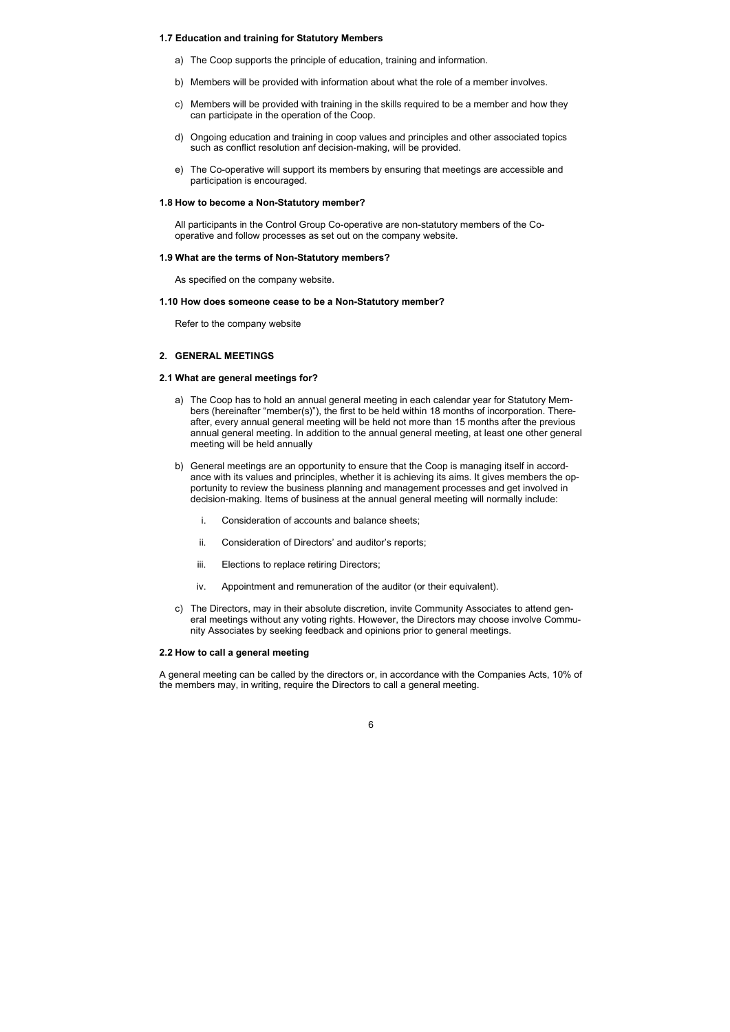### 1.7 Education and training for Statutory Members

a) The Coop supports the principle of education, training and information.

b) Members will be provided with information about what the role of a member involves.

c) Members will be provided with training in the skills required to be a member and how they can participate in the operation of the Coop.

d) Ongoing education and training in coop values and principles and other associated topics such as conflict resolution anf decision-making, will be provided.

e) The Co-operative will support its members by ensuring that meetings are accessible and participation is encouraged.

### 1.8 How to become a Non-Statutory member?

All participants in the Control Group Co-operative are non-statutory members of the Co-operative and follow processes as set out on the company website.

### 1.9 What are the terms of Non-Statutory members?

As specified on the company website.

### 1.10 How does someone cease to be a Non-Statutory member?

Refer to the company website

## 2. GENERAL MEETINGS

### 2.1 What are general meetings for?

a) The Coop has to hold an annual general meeting in each calendar year for Statutory Members (hereinafter "member(s)"), the first to be held within 18 months of incorporation. Thereafter, every annual general meeting will be held not more than 15 months after the previous annual general meeting. In addition to the annual general meeting, at least one other general meeting will be held annually

b) General meetings are an opportunity to ensure that the Coop is managing itself in accordance with its values and principles, whether it is achieving its aims. It gives members the opportunity to review the business planning and management processes and get involved in decision-making. Items of business at the annual general meeting will normally include:

   i. Consideration of accounts and balance sheets;

   ii. Consideration of Directors' and auditor's reports;

   iii. Elections to replace retiring Directors;

   iv. Appointment and remuneration of the auditor (or their equivalent).

c) The Directors, may in their absolute discretion, invite Community Associates to attend general meetings without any voting rights. However, the Directors may choose involve Community Associates by seeking feedback and opinions prior to general meetings.

### 2.2 How to call a general meeting

A general meeting can be called by the directors or, in accordance with the Companies Acts, 10% of the members may, in writing, require the Directors to call a general meeting.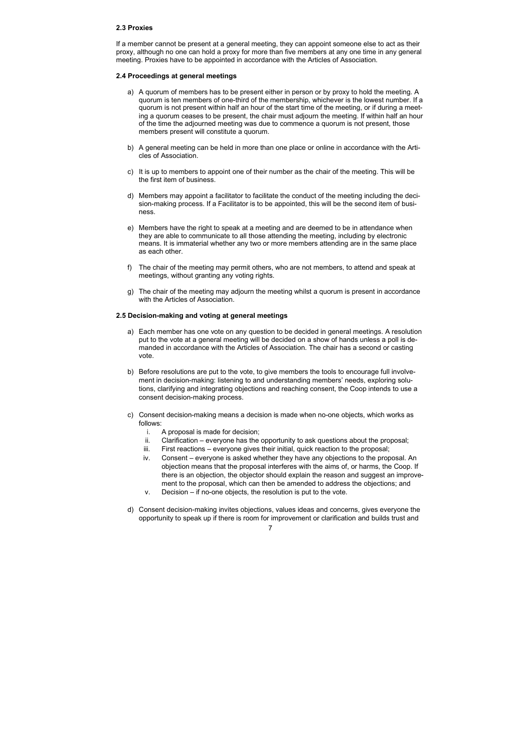### 2.3 Proxies

If a member cannot be present at a general meeting, they can appoint someone else to act as their proxy, although no one can hold a proxy for more than five members at any one time in any general meeting. Proxies have to be appointed in accordance with the Articles of Association.

### 2.4 Proceedings at general meetings

a) A quorum of members has to be present either in person or by proxy to hold the meeting. A quorum is ten members of one-third of the membership, whichever is the lowest number. If a quorum is not present within half an hour of the start time of the meeting, or if during a meeting a quorum ceases to be present, the chair must adjourn the meeting. If within half an hour of the time the adjourned meeting was due to commence a quorum is not present, those members present will constitute a quorum.

b) A general meeting can be held in more than one place or online in accordance with the Articles of Association.

c) It is up to members to appoint one of their number as the chair of the meeting. This will be the first item of business.

d) Members may appoint a facilitator to facilitate the conduct of the meeting including the decision-making process. If a Facilitator is to be appointed, this will be the second item of business.

e) Members have the right to speak at a meeting and are deemed to be in attendance when they are able to communicate to all those attending the meeting, including by electronic means. It is immaterial whether any two or more members attending are in the same place as each other.

f) The chair of the meeting may permit others, who are not members, to attend and speak at meetings, without granting any voting rights.

g) The chair of the meeting may adjourn the meeting whilst a quorum is present in accordance with the Articles of Association.

### 2.5 Decision-making and voting at general meetings

a) Each member has one vote on any question to be decided in general meetings. A resolution put to the vote at a general meeting will be decided on a show of hands unless a poll is demanded in accordance with the Articles of Association. The chair has a second or casting vote.

b) Before resolutions are put to the vote, to give members the tools to encourage full involvement in decision-making: listening to and understanding members' needs, exploring solutions, clarifying and integrating objections and reaching consent, the Coop intends to use a consent decision-making process.

c) Consent decision-making means a decision is made when no-one objects, which works as follows:
   i. A proposal is made for decision;
   ii. Clarification – everyone has the opportunity to ask questions about the proposal;
   iii. First reactions – everyone gives their initial, quick reaction to the proposal;
   iv. Consent – everyone is asked whether they have any objections to the proposal. An objection means that the proposal interferes with the aims of, or harms, the Coop. If there is an objection, the objector should explain the reason and suggest an improvement to the proposal, which can then be amended to address the objections; and
   v. Decision – if no-one objects, the resolution is put to the vote.

d) Consent decision-making invites objections, values ideas and concerns, gives everyone the opportunity to speak up if there is room for improvement or clarification and builds trust and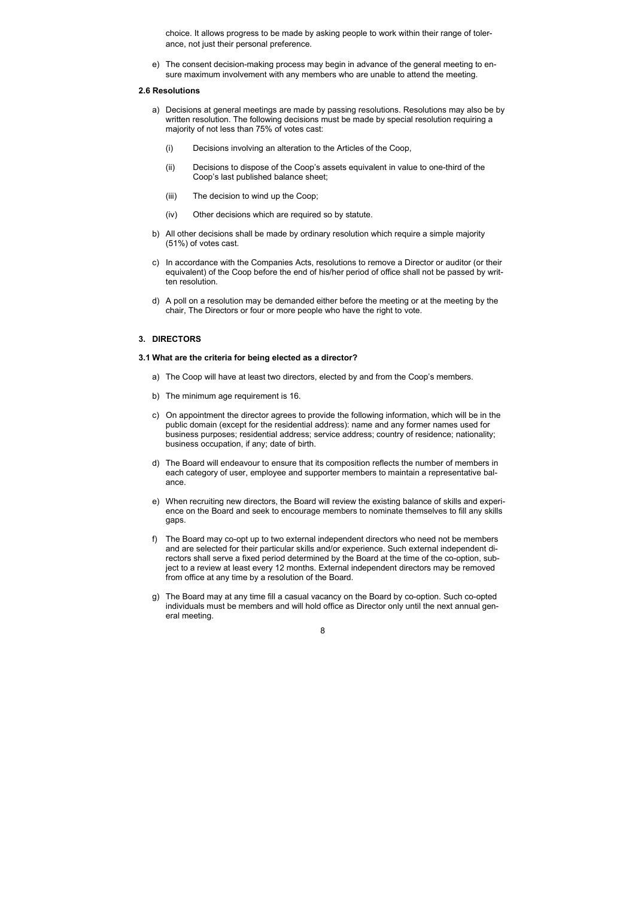choice. It allows progress to be made by asking people to work within their range of tolerance, not just their personal preference.

e) The consent decision-making process may begin in advance of the general meeting to ensure maximum involvement with any members who are unable to attend the meeting.

**2.6 Resolutions**

a) Decisions at general meetings are made by passing resolutions. Resolutions may also be by written resolution. The following decisions must be made by special resolution requiring a majority of not less than 75% of votes cast:

   (i) Decisions involving an alteration to the Articles of the Coop,

   (ii) Decisions to dispose of the Coop's assets equivalent in value to one-third of the Coop's last published balance sheet;

   (iii) The decision to wind up the Coop;

   (iv) Other decisions which are required so by statute.

b) All other decisions shall be made by ordinary resolution which require a simple majority (51%) of votes cast.

c) In accordance with the Companies Acts, resolutions to remove a Director or auditor (or their equivalent) of the Coop before the end of his/her period of office shall not be passed by written resolution.

d) A poll on a resolution may be demanded either before the meeting or at the meeting by the chair, The Directors or four or more people who have the right to vote.

## 3. DIRECTORS

**3.1 What are the criteria for being elected as a director?**

a) The Coop will have at least two directors, elected by and from the Coop's members.

b) The minimum age requirement is 16.

c) On appointment the director agrees to provide the following information, which will be in the public domain (except for the residential address): name and any former names used for business purposes; residential address; service address; country of residence; nationality; business occupation, if any; date of birth.

d) The Board will endeavour to ensure that its composition reflects the number of members in each category of user, employee and supporter members to maintain a representative balance.

e) When recruiting new directors, the Board will review the existing balance of skills and experience on the Board and seek to encourage members to nominate themselves to fill any skills gaps.

f) The Board may co-opt up to two external independent directors who need not be members and are selected for their particular skills and/or experience. Such external independent directors shall serve a fixed period determined by the Board at the time of the co-option, subject to a review at least every 12 months. External independent directors may be removed from office at any time by a resolution of the Board.

g) The Board may at any time fill a casual vacancy on the Board by co-option. Such co-opted individuals must be members and will hold office as Director only until the next annual general meeting.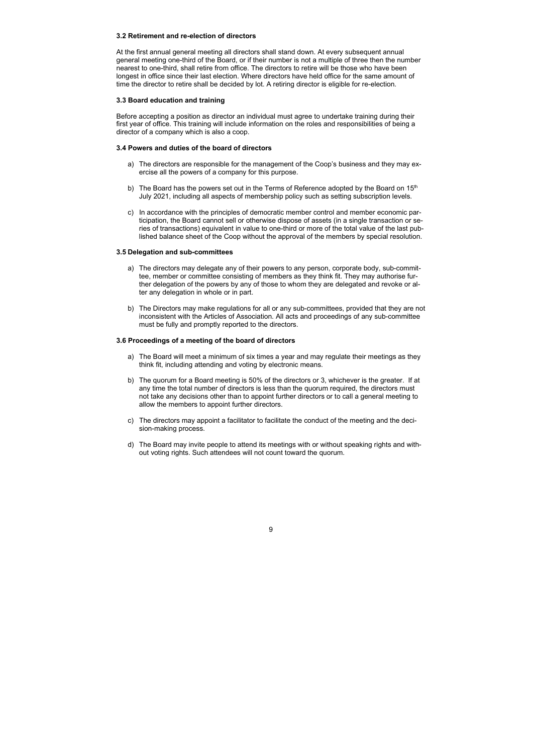### 3.2 Retirement and re-election of directors

At the first annual general meeting all directors shall stand down. At every subsequent annual general meeting one-third of the Board, or if their number is not a multiple of three then the number nearest to one-third, shall retire from office. The directors to retire will be those who have been longest in office since their last election. Where directors have held office for the same amount of time the director to retire shall be decided by lot. A retiring director is eligible for re-election.

### 3.3 Board education and training

Before accepting a position as director an individual must agree to undertake training during their first year of office. This training will include information on the roles and responsibilities of being a director of a company which is also a coop.

### 3.4 Powers and duties of the board of directors

a) The directors are responsible for the management of the Coop's business and they may exercise all the powers of a company for this purpose.

b) The Board has the powers set out in the Terms of Reference adopted by the Board on 15th July 2021, including all aspects of membership policy such as setting subscription levels.

c) In accordance with the principles of democratic member control and member economic participation, the Board cannot sell or otherwise dispose of assets (in a single transaction or series of transactions) equivalent in value to one-third or more of the total value of the last published balance sheet of the Coop without the approval of the members by special resolution.

### 3.5 Delegation and sub-committees

a) The directors may delegate any of their powers to any person, corporate body, sub-committee, member or committee consisting of members as they think fit. They may authorise further delegation of the powers by any of those to whom they are delegated and revoke or alter any delegation in whole or in part.

b) The Directors may make regulations for all or any sub-committees, provided that they are not inconsistent with the Articles of Association. All acts and proceedings of any sub-committee must be fully and promptly reported to the directors.

### 3.6 Proceedings of a meeting of the board of directors

a) The Board will meet a minimum of six times a year and may regulate their meetings as they think fit, including attending and voting by electronic means.

b) The quorum for a Board meeting is 50% of the directors or 3, whichever is the greater. If at any time the total number of directors is less than the quorum required, the directors must not take any decisions other than to appoint further directors or to call a general meeting to allow the members to appoint further directors.

c) The directors may appoint a facilitator to facilitate the conduct of the meeting and the decision-making process.

d) The Board may invite people to attend its meetings with or without speaking rights and without voting rights. Such attendees will not count toward the quorum.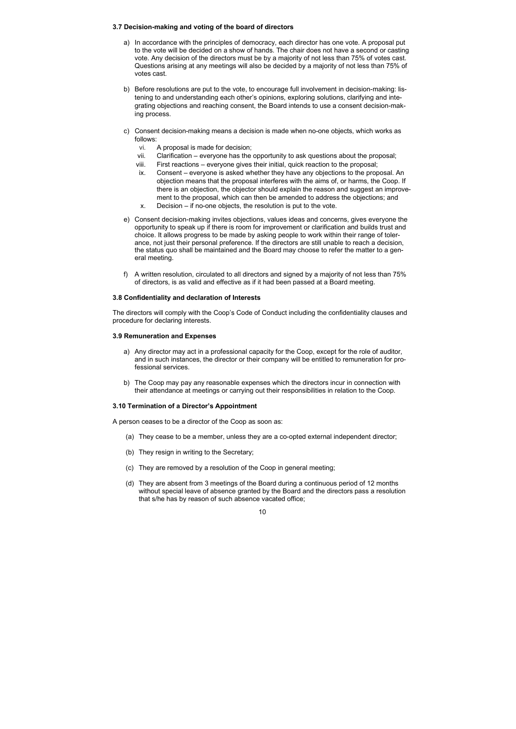### 3.7 Decision-making and voting of the board of directors

a) In accordance with the principles of democracy, each director has one vote. A proposal put to the vote will be decided on a show of hands. The chair does not have a second or casting vote. Any decision of the directors must be by a majority of not less than 75% of votes cast. Questions arising at any meetings will also be decided by a majority of not less than 75% of votes cast.

b) Before resolutions are put to the vote, to encourage full involvement in decision-making: listening to and understanding each other's opinions, exploring solutions, clarifying and integrating objections and reaching consent, the Board intends to use a consent decision-making process.

c) Consent decision-making means a decision is made when no-one objects, which works as follows:

   vi. A proposal is made for decision;

   vii. Clarification – everyone has the opportunity to ask questions about the proposal;

   viii. First reactions – everyone gives their initial, quick reaction to the proposal;

   ix. Consent – everyone is asked whether they have any objections to the proposal. An objection means that the proposal interferes with the aims of, or harms, the Coop. If there is an objection, the objector should explain the reason and suggest an improvement to the proposal, which can then be amended to address the objections; and

   x. Decision – if no-one objects, the resolution is put to the vote.

e) Consent decision-making invites objections, values ideas and concerns, gives everyone the opportunity to speak up if there is room for improvement or clarification and builds trust and choice. It allows progress to be made by asking people to work within their range of tolerance, not just their personal preference. If the directors are still unable to reach a decision, the status quo shall be maintained and the Board may choose to refer the matter to a general meeting.

f) A written resolution, circulated to all directors and signed by a majority of not less than 75% of directors, is as valid and effective as if it had been passed at a Board meeting.

### 3.8 Confidentiality and declaration of Interests

The directors will comply with the Coop's Code of Conduct including the confidentiality clauses and procedure for declaring interests.

### 3.9 Remuneration and Expenses

a) Any director may act in a professional capacity for the Coop, except for the role of auditor, and in such instances, the director or their company will be entitled to remuneration for professional services.

b) The Coop may pay any reasonable expenses which the directors incur in connection with their attendance at meetings or carrying out their responsibilities in relation to the Coop.

### 3.10 Termination of a Director's Appointment

A person ceases to be a director of the Coop as soon as:

(a) They cease to be a member, unless they are a co-opted external independent director;

(b) They resign in writing to the Secretary;

(c) They are removed by a resolution of the Coop in general meeting;

(d) They are absent from 3 meetings of the Board during a continuous period of 12 months without special leave of absence granted by the Board and the directors pass a resolution that s/he has by reason of such absence vacated office;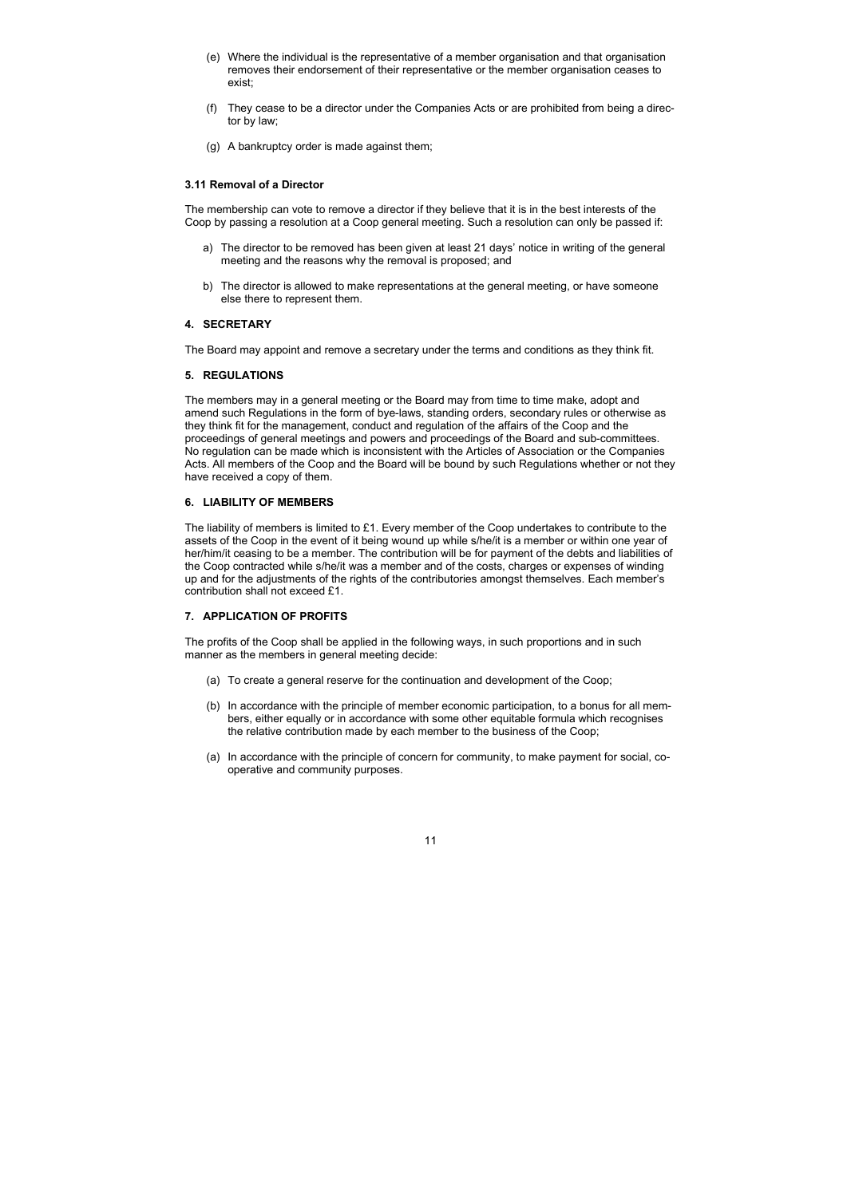(e) Where the individual is the representative of a member organisation and that organisation removes their endorsement of their representative or the member organisation ceases to exist;

(f) They cease to be a director under the Companies Acts or are prohibited from being a director by law;

(g) A bankruptcy order is made against them;

**3.11 Removal of a Director**

The membership can vote to remove a director if they believe that it is in the best interests of the Coop by passing a resolution at a Coop general meeting. Such a resolution can only be passed if:

a) The director to be removed has been given at least 21 days' notice in writing of the general meeting and the reasons why the removal is proposed; and

b) The director is allowed to make representations at the general meeting, or have someone else there to represent them.

## 4. SECRETARY

The Board may appoint and remove a secretary under the terms and conditions as they think fit.

## 5. REGULATIONS

The members may in a general meeting or the Board may from time to time make, adopt and amend such Regulations in the form of bye-laws, standing orders, secondary rules or otherwise as they think fit for the management, conduct and regulation of the affairs of the Coop and the proceedings of general meetings and powers and proceedings of the Board and sub-committees. No regulation can be made which is inconsistent with the Articles of Association or the Companies Acts. All members of the Coop and the Board will be bound by such Regulations whether or not they have received a copy of them.

## 6. LIABILITY OF MEMBERS

The liability of members is limited to £1. Every member of the Coop undertakes to contribute to the assets of the Coop in the event of it being wound up while s/he/it is a member or within one year of her/him/it ceasing to be a member. The contribution will be for payment of the debts and liabilities of the Coop contracted while s/he/it was a member and of the costs, charges or expenses of winding up and for the adjustments of the rights of the contributories amongst themselves. Each member's contribution shall not exceed £1.

## 7. APPLICATION OF PROFITS

The profits of the Coop shall be applied in the following ways, in such proportions and in such manner as the members in general meeting decide:

(a) To create a general reserve for the continuation and development of the Coop;

(b) In accordance with the principle of member economic participation, to a bonus for all members, either equally or in accordance with some other equitable formula which recognises the relative contribution made by each member to the business of the Coop;

(a) In accordance with the principle of concern for community, to make payment for social, co-operative and community purposes.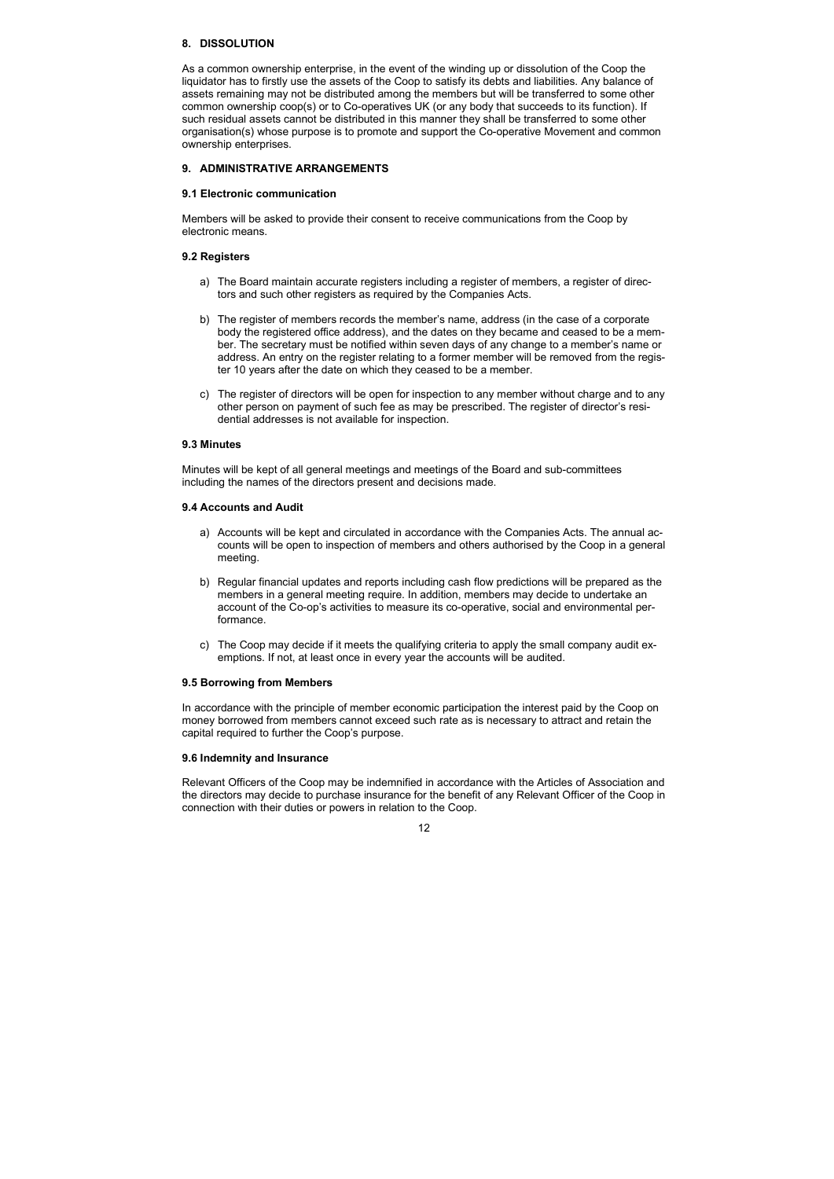## 8. DISSOLUTION

As a common ownership enterprise, in the event of the winding up or dissolution of the Coop the liquidator has to firstly use the assets of the Coop to satisfy its debts and liabilities. Any balance of assets remaining may not be distributed among the members but will be transferred to some other common ownership coop(s) or to Co-operatives UK (or any body that succeeds to its function). If such residual assets cannot be distributed in this manner they shall be transferred to some other organisation(s) whose purpose is to promote and support the Co-operative Movement and common ownership enterprises.

## 9. ADMINISTRATIVE ARRANGEMENTS

### 9.1 Electronic communication

Members will be asked to provide their consent to receive communications from the Coop by electronic means.

### 9.2 Registers

a) The Board maintain accurate registers including a register of members, a register of directors and such other registers as required by the Companies Acts.

b) The register of members records the member's name, address (in the case of a corporate body the registered office address), and the dates on they became and ceased to be a member. The secretary must be notified within seven days of any change to a member's name or address. An entry on the register relating to a former member will be removed from the register 10 years after the date on which they ceased to be a member.

c) The register of directors will be open for inspection to any member without charge and to any other person on payment of such fee as may be prescribed. The register of director's residential addresses is not available for inspection.

### 9.3 Minutes

Minutes will be kept of all general meetings and meetings of the Board and sub-committees including the names of the directors present and decisions made.

### 9.4 Accounts and Audit

a) Accounts will be kept and circulated in accordance with the Companies Acts. The annual accounts will be open to inspection of members and others authorised by the Coop in a general meeting.

b) Regular financial updates and reports including cash flow predictions will be prepared as the members in a general meeting require. In addition, members may decide to undertake an account of the Co-op's activities to measure its co-operative, social and environmental performance.

c) The Coop may decide if it meets the qualifying criteria to apply the small company audit exemptions. If not, at least once in every year the accounts will be audited.

### 9.5 Borrowing from Members

In accordance with the principle of member economic participation the interest paid by the Coop on money borrowed from members cannot exceed such rate as is necessary to attract and retain the capital required to further the Coop's purpose.

### 9.6 Indemnity and Insurance

Relevant Officers of the Coop may be indemnified in accordance with the Articles of Association and the directors may decide to purchase insurance for the benefit of any Relevant Officer of the Coop in connection with their duties or powers in relation to the Coop.